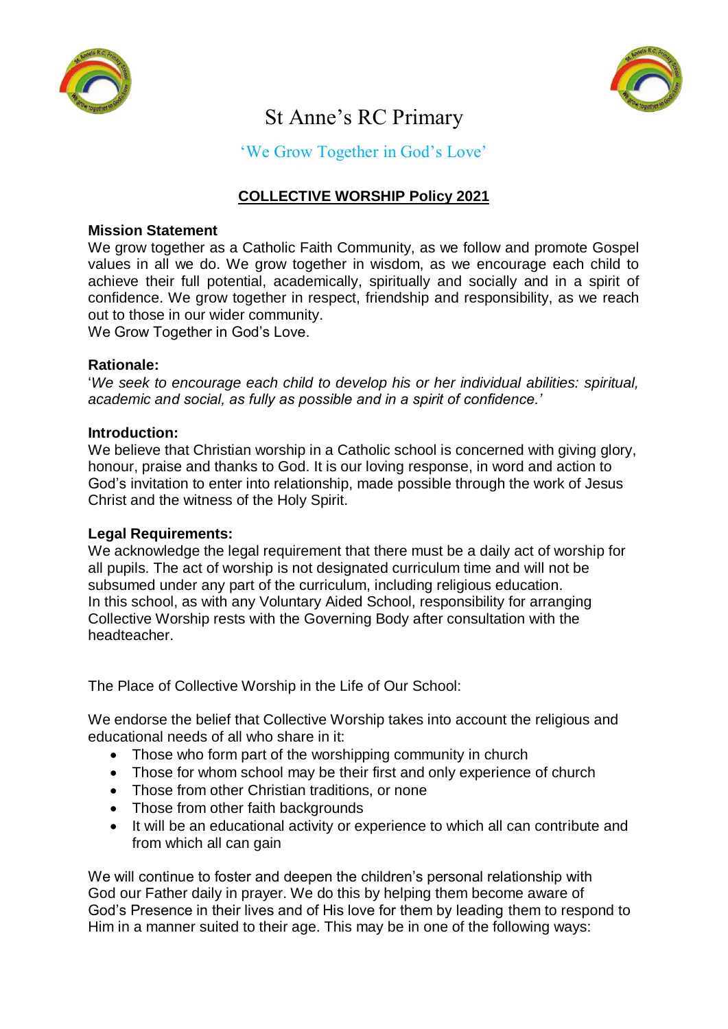# St Anne's RC Primary

'We Grow Together in God's Love'

## COLLECTIVE WORSHIP Policy 2021

**Mission Statement**

We grow together as a Catholic Faith Community, as we follow and promote Gospel values in all we do. We grow together in wisdom, as we encourage each child to achieve their full potential, academically, spiritually and socially and in a spirit of confidence. We grow together in respect, friendship and responsibility, as we reach out to those in our wider community.

We Grow Together in God's Love.

**Rationale:**

'*We seek to encourage each child to develop his or her individual abilities: spiritual, academic and social, as fully as possible and in a spirit of confidence.'*

**Introduction:**

We believe that Christian worship in a Catholic school is concerned with giving glory, honour, praise and thanks to God. It is our loving response, in word and action to God's invitation to enter into relationship, made possible through the work of Jesus Christ and the witness of the Holy Spirit.

**Legal Requirements:**

We acknowledge the legal requirement that there must be a daily act of worship for all pupils. The act of worship is not designated curriculum time and will not be subsumed under any part of the curriculum, including religious education.

In this school, as with any Voluntary Aided School, responsibility for arranging Collective Worship rests with the Governing Body after consultation with the headteacher.

The Place of Collective Worship in the Life of Our School:

We endorse the belief that Collective Worship takes into account the religious and educational needs of all who share in it:

- Those who form part of the worshipping community in church
- Those for whom school may be their first and only experience of church
- Those from other Christian traditions, or none
- Those from other faith backgrounds
- It will be an educational activity or experience to which all can contribute and from which all can gain

We will continue to foster and deepen the children's personal relationship with God our Father daily in prayer. We do this by helping them become aware of God's Presence in their lives and of His love for them by leading them to respond to Him in a manner suited to their age. This may be in one of the following ways: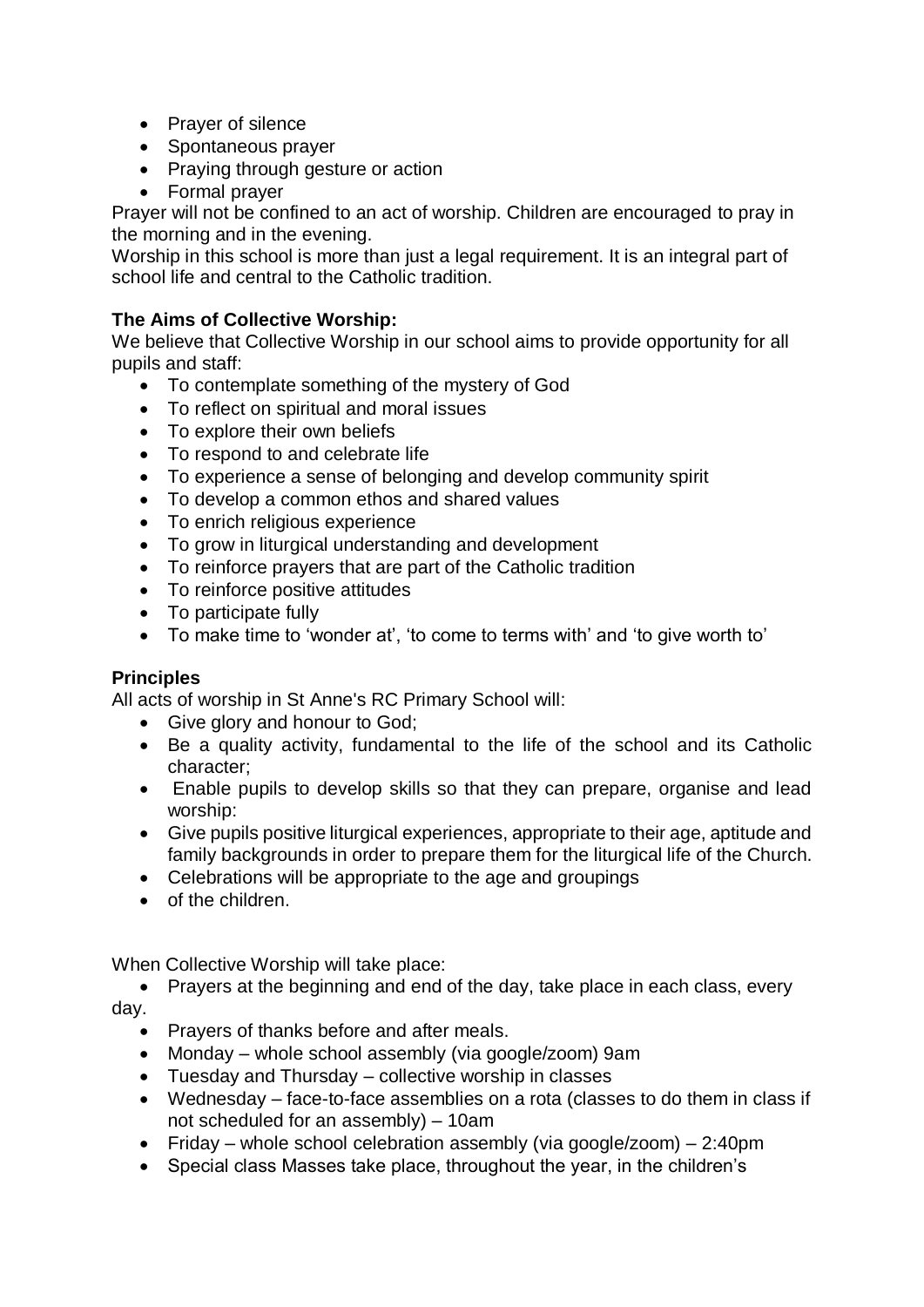- Prayer of silence
- Spontaneous prayer
- Praying through gesture or action
- Formal prayer

Prayer will not be confined to an act of worship. Children are encouraged to pray in the morning and in the evening.

Worship in this school is more than just a legal requirement. It is an integral part of school life and central to the Catholic tradition.

**The Aims of Collective Worship:**

We believe that Collective Worship in our school aims to provide opportunity for all pupils and staff:

- To contemplate something of the mystery of God
- To reflect on spiritual and moral issues
- To explore their own beliefs
- To respond to and celebrate life
- To experience a sense of belonging and develop community spirit
- To develop a common ethos and shared values
- To enrich religious experience
- To grow in liturgical understanding and development
- To reinforce prayers that are part of the Catholic tradition
- To reinforce positive attitudes
- To participate fully
- To make time to 'wonder at', 'to come to terms with' and 'to give worth to'

**Principles**

All acts of worship in St Anne's RC Primary School will:

- Give glory and honour to God;
- Be a quality activity, fundamental to the life of the school and its Catholic character;
- Enable pupils to develop skills so that they can prepare, organise and lead worship:
- Give pupils positive liturgical experiences, appropriate to their age, aptitude and family backgrounds in order to prepare them for the liturgical life of the Church.
- Celebrations will be appropriate to the age and groupings
- of the children.

When Collective Worship will take place:

- Prayers at the beginning and end of the day, take place in each class, every day.
- Prayers of thanks before and after meals.
- Monday – whole school assembly (via google/zoom) 9am
- Tuesday and Thursday – collective worship in classes
- Wednesday – face-to-face assemblies on a rota (classes to do them in class if not scheduled for an assembly) – 10am
- Friday – whole school celebration assembly (via google/zoom) – 2:40pm
- Special class Masses take place, throughout the year, in the children's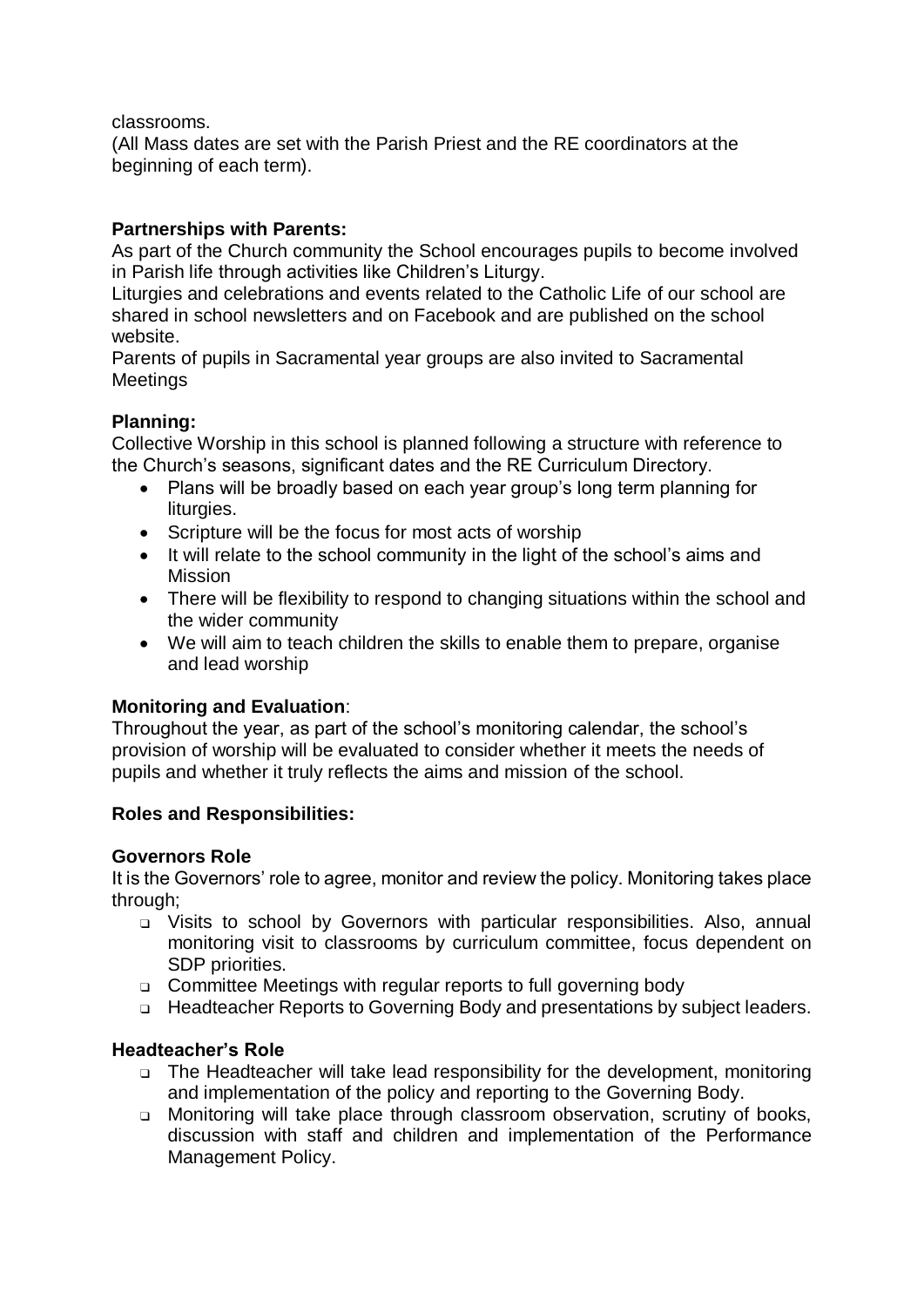classrooms.
(All Mass dates are set with the Parish Priest and the RE coordinators at the beginning of each term).

**Partnerships with Parents:**
As part of the Church community the School encourages pupils to become involved in Parish life through activities like Children's Liturgy.
Liturgies and celebrations and events related to the Catholic Life of our school are shared in school newsletters and on Facebook and are published on the school website.
Parents of pupils in Sacramental year groups are also invited to Sacramental Meetings

**Planning:**
Collective Worship in this school is planned following a structure with reference to the Church's seasons, significant dates and the RE Curriculum Directory.

- Plans will be broadly based on each year group's long term planning for liturgies.
- Scripture will be the focus for most acts of worship
- It will relate to the school community in the light of the school's aims and Mission
- There will be flexibility to respond to changing situations within the school and the wider community
- We will aim to teach children the skills to enable them to prepare, organise and lead worship

**Monitoring and Evaluation**:
Throughout the year, as part of the school's monitoring calendar, the school's provision of worship will be evaluated to consider whether it meets the needs of pupils and whether it truly reflects the aims and mission of the school.

**Roles and Responsibilities:**

**Governors Role**
It is the Governors' role to agree, monitor and review the policy. Monitoring takes place through;

- Visits to school by Governors with particular responsibilities. Also, annual monitoring visit to classrooms by curriculum committee, focus dependent on SDP priorities.
- Committee Meetings with regular reports to full governing body
- Headteacher Reports to Governing Body and presentations by subject leaders.

**Headteacher's Role**

- The Headteacher will take lead responsibility for the development, monitoring and implementation of the policy and reporting to the Governing Body.
- Monitoring will take place through classroom observation, scrutiny of books, discussion with staff and children and implementation of the Performance Management Policy.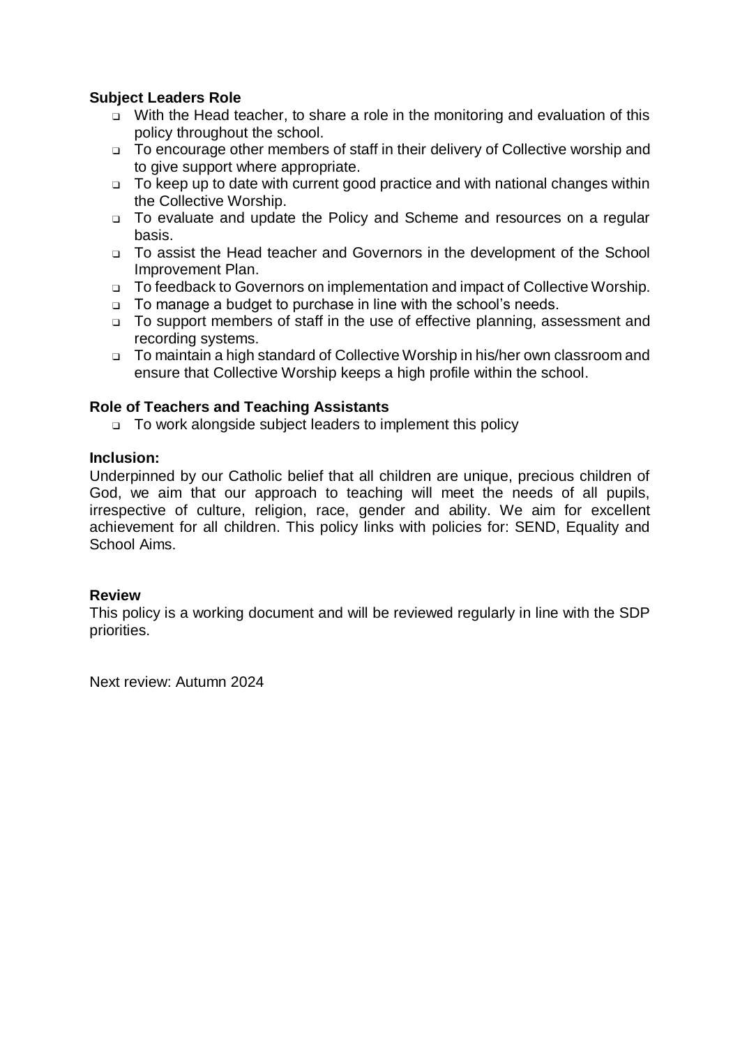**Subject Leaders Role**

- With the Head teacher, to share a role in the monitoring and evaluation of this policy throughout the school.
- To encourage other members of staff in their delivery of Collective worship and to give support where appropriate.
- To keep up to date with current good practice and with national changes within the Collective Worship.
- To evaluate and update the Policy and Scheme and resources on a regular basis.
- To assist the Head teacher and Governors in the development of the School Improvement Plan.
- To feedback to Governors on implementation and impact of Collective Worship.
- To manage a budget to purchase in line with the school's needs.
- To support members of staff in the use of effective planning, assessment and recording systems.
- To maintain a high standard of Collective Worship in his/her own classroom and ensure that Collective Worship keeps a high profile within the school.

**Role of Teachers and Teaching Assistants**

- To work alongside subject leaders to implement this policy

**Inclusion:**

Underpinned by our Catholic belief that all children are unique, precious children of God, we aim that our approach to teaching will meet the needs of all pupils, irrespective of culture, religion, race, gender and ability. We aim for excellent achievement for all children. This policy links with policies for: SEND, Equality and School Aims.

**Review**

This policy is a working document and will be reviewed regularly in line with the SDP priorities.

Next review: Autumn 2024